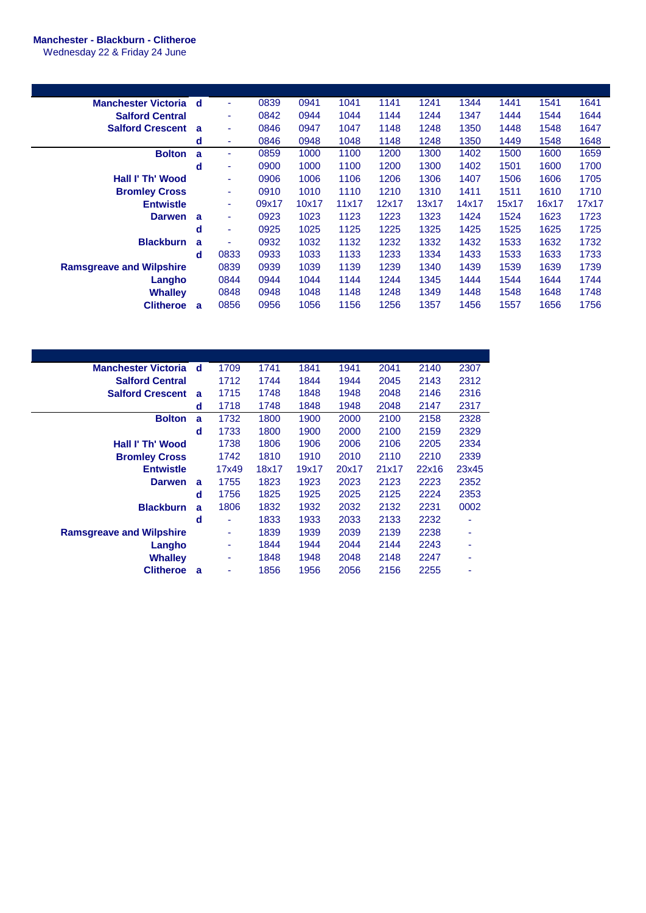**Manchester - Blackburn - Clitheroe**
Wednesday 22 & Friday 24 June

| | | | | | | | | | | | |
|---|---|---|---|---|---|---|---|---|---|---|---|
| **Manchester Victoria** | **d** | - | 0839 | 0941 | 1041 | 1141 | 1241 | 1344 | 1441 | 1541 | 1641 |
| **Salford Central** | | - | 0842 | 0944 | 1044 | 1144 | 1244 | 1347 | 1444 | 1544 | 1644 |
| **Salford Crescent** | **a** | - | 0846 | 0947 | 1047 | 1148 | 1248 | 1350 | 1448 | 1548 | 1647 |
| | **d** | - | 0846 | 0948 | 1048 | 1148 | 1248 | 1350 | 1449 | 1548 | 1648 |
| **Bolton** | **a** | - | 0859 | 1000 | 1100 | 1200 | 1300 | 1402 | 1500 | 1600 | 1659 |
| | **d** | - | 0900 | 1000 | 1100 | 1200 | 1300 | 1402 | 1501 | 1600 | 1700 |
| **Hall I' Th' Wood** | | - | 0906 | 1006 | 1106 | 1206 | 1306 | 1407 | 1506 | 1606 | 1705 |
| **Bromley Cross** | | - | 0910 | 1010 | 1110 | 1210 | 1310 | 1411 | 1511 | 1610 | 1710 |
| **Entwistle** | | - | 09x17 | 10x17 | 11x17 | 12x17 | 13x17 | 14x17 | 15x17 | 16x17 | 17x17 |
| **Darwen** | **a** | - | 0923 | 1023 | 1123 | 1223 | 1323 | 1424 | 1524 | 1623 | 1723 |
| | **d** | - | 0925 | 1025 | 1125 | 1225 | 1325 | 1425 | 1525 | 1625 | 1725 |
| **Blackburn** | **a** | - | 0932 | 1032 | 1132 | 1232 | 1332 | 1432 | 1533 | 1632 | 1732 |
| | **d** | 0833 | 0933 | 1033 | 1133 | 1233 | 1334 | 1433 | 1533 | 1633 | 1733 |
| **Ramsgreave and Wilpshire** | | 0839 | 0939 | 1039 | 1139 | 1239 | 1340 | 1439 | 1539 | 1639 | 1739 |
| **Langho** | | 0844 | 0944 | 1044 | 1144 | 1244 | 1345 | 1444 | 1544 | 1644 | 1744 |
| **Whalley** | | 0848 | 0948 | 1048 | 1148 | 1248 | 1349 | 1448 | 1548 | 1648 | 1748 |
| **Clitheroe** | **a** | 0856 | 0956 | 1056 | 1156 | 1256 | 1357 | 1456 | 1557 | 1656 | 1756 |

| | | | | | | | | |
|---|---|---|---|---|---|---|---|---|
| **Manchester Victoria** | **d** | 1709 | 1741 | 1841 | 1941 | 2041 | 2140 | 2307 |
| **Salford Central** | | 1712 | 1744 | 1844 | 1944 | 2045 | 2143 | 2312 |
| **Salford Crescent** | **a** | 1715 | 1748 | 1848 | 1948 | 2048 | 2146 | 2316 |
| | **d** | 1718 | 1748 | 1848 | 1948 | 2048 | 2147 | 2317 |
| **Bolton** | **a** | 1732 | 1800 | 1900 | 2000 | 2100 | 2158 | 2328 |
| | **d** | 1733 | 1800 | 1900 | 2000 | 2100 | 2159 | 2329 |
| **Hall I' Th' Wood** | | 1738 | 1806 | 1906 | 2006 | 2106 | 2205 | 2334 |
| **Bromley Cross** | | 1742 | 1810 | 1910 | 2010 | 2110 | 2210 | 2339 |
| **Entwistle** | | 17x49 | 18x17 | 19x17 | 20x17 | 21x17 | 22x16 | 23x45 |
| **Darwen** | **a** | 1755 | 1823 | 1923 | 2023 | 2123 | 2223 | 2352 |
| | **d** | 1756 | 1825 | 1925 | 2025 | 2125 | 2224 | 2353 |
| **Blackburn** | **a** | 1806 | 1832 | 1932 | 2032 | 2132 | 2231 | 0002 |
| | **d** | - | 1833 | 1933 | 2033 | 2133 | 2232 | - |
| **Ramsgreave and Wilpshire** | | - | 1839 | 1939 | 2039 | 2139 | 2238 | - |
| **Langho** | | - | 1844 | 1944 | 2044 | 2144 | 2243 | - |
| **Whalley** | | - | 1848 | 1948 | 2048 | 2148 | 2247 | - |
| **Clitheroe** | **a** | - | 1856 | 1956 | 2056 | 2156 | 2255 | - |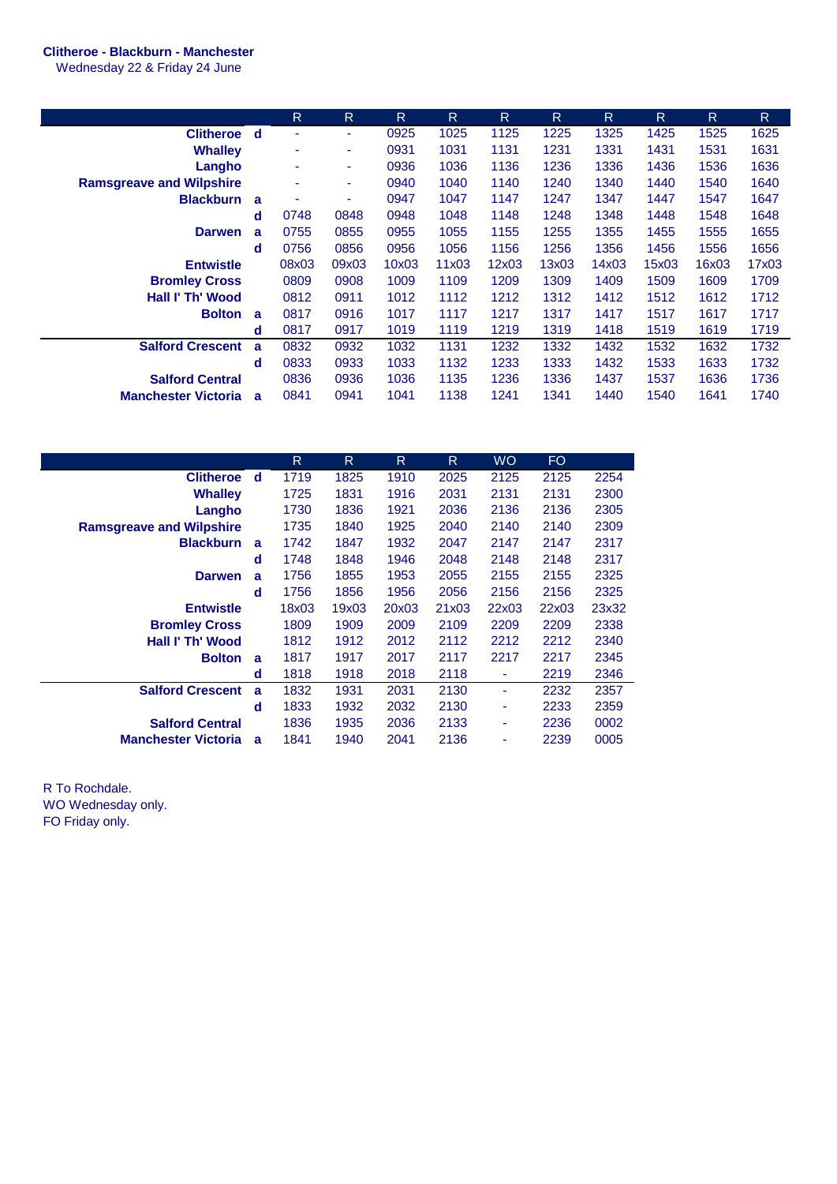**Clitheroe - Blackburn - Manchester**
Wednesday 22 & Friday 24 June

| | | R | R | R | R | R | R | R | R | R | R |
|---|---|---|---|---|---|---|---|---|---|---|---|
| **Clitheroe** | **d** | - | - | 0925 | 1025 | 1125 | 1225 | 1325 | 1425 | 1525 | 1625 |
| **Whalley** | | - | - | 0931 | 1031 | 1131 | 1231 | 1331 | 1431 | 1531 | 1631 |
| **Langho** | | - | - | 0936 | 1036 | 1136 | 1236 | 1336 | 1436 | 1536 | 1636 |
| **Ramsgreave and Wilpshire** | | - | - | 0940 | 1040 | 1140 | 1240 | 1340 | 1440 | 1540 | 1640 |
| **Blackburn** | **a** | - | - | 0947 | 1047 | 1147 | 1247 | 1347 | 1447 | 1547 | 1647 |
| | **d** | 0748 | 0848 | 0948 | 1048 | 1148 | 1248 | 1348 | 1448 | 1548 | 1648 |
| **Darwen** | **a** | 0755 | 0855 | 0955 | 1055 | 1155 | 1255 | 1355 | 1455 | 1555 | 1655 |
| | **d** | 0756 | 0856 | 0956 | 1056 | 1156 | 1256 | 1356 | 1456 | 1556 | 1656 |
| **Entwistle** | | 08x03 | 09x03 | 10x03 | 11x03 | 12x03 | 13x03 | 14x03 | 15x03 | 16x03 | 17x03 |
| **Bromley Cross** | | 0809 | 0908 | 1009 | 1109 | 1209 | 1309 | 1409 | 1509 | 1609 | 1709 |
| **Hall I' Th' Wood** | | 0812 | 0911 | 1012 | 1112 | 1212 | 1312 | 1412 | 1512 | 1612 | 1712 |
| **Bolton** | **a** | 0817 | 0916 | 1017 | 1117 | 1217 | 1317 | 1417 | 1517 | 1617 | 1717 |
| | **d** | 0817 | 0917 | 1019 | 1119 | 1219 | 1319 | 1418 | 1519 | 1619 | 1719 |
| **Salford Crescent** | **a** | 0832 | 0932 | 1032 | 1131 | 1232 | 1332 | 1432 | 1532 | 1632 | 1732 |
| | **d** | 0833 | 0933 | 1033 | 1132 | 1233 | 1333 | 1432 | 1533 | 1633 | 1732 |
| **Salford Central** | | 0836 | 0936 | 1036 | 1135 | 1236 | 1336 | 1437 | 1537 | 1636 | 1736 |
| **Manchester Victoria** | **a** | 0841 | 0941 | 1041 | 1138 | 1241 | 1341 | 1440 | 1540 | 1641 | 1740 |

| | | R | R | R | R | WO | FO | |
|---|---|---|---|---|---|---|---|---|
| **Clitheroe** | **d** | 1719 | 1825 | 1910 | 2025 | 2125 | 2125 | 2254 |
| **Whalley** | | 1725 | 1831 | 1916 | 2031 | 2131 | 2131 | 2300 |
| **Langho** | | 1730 | 1836 | 1921 | 2036 | 2136 | 2136 | 2305 |
| **Ramsgreave and Wilpshire** | | 1735 | 1840 | 1925 | 2040 | 2140 | 2140 | 2309 |
| **Blackburn** | **a** | 1742 | 1847 | 1932 | 2047 | 2147 | 2147 | 2317 |
| | **d** | 1748 | 1848 | 1946 | 2048 | 2148 | 2148 | 2317 |
| **Darwen** | **a** | 1756 | 1855 | 1953 | 2055 | 2155 | 2155 | 2325 |
| | **d** | 1756 | 1856 | 1956 | 2056 | 2156 | 2156 | 2325 |
| **Entwistle** | | 18x03 | 19x03 | 20x03 | 21x03 | 22x03 | 22x03 | 23x32 |
| **Bromley Cross** | | 1809 | 1909 | 2009 | 2109 | 2209 | 2209 | 2338 |
| **Hall I' Th' Wood** | | 1812 | 1912 | 2012 | 2112 | 2212 | 2212 | 2340 |
| **Bolton** | **a** | 1817 | 1917 | 2017 | 2117 | 2217 | 2217 | 2345 |
| | **d** | 1818 | 1918 | 2018 | 2118 | - | 2219 | 2346 |
| **Salford Crescent** | **a** | 1832 | 1931 | 2031 | 2130 | - | 2232 | 2357 |
| | **d** | 1833 | 1932 | 2032 | 2130 | - | 2233 | 2359 |
| **Salford Central** | | 1836 | 1935 | 2036 | 2133 | - | 2236 | 0002 |
| **Manchester Victoria** | **a** | 1841 | 1940 | 2041 | 2136 | - | 2239 | 0005 |

R To Rochdale.
WO Wednesday only.
FO Friday only.